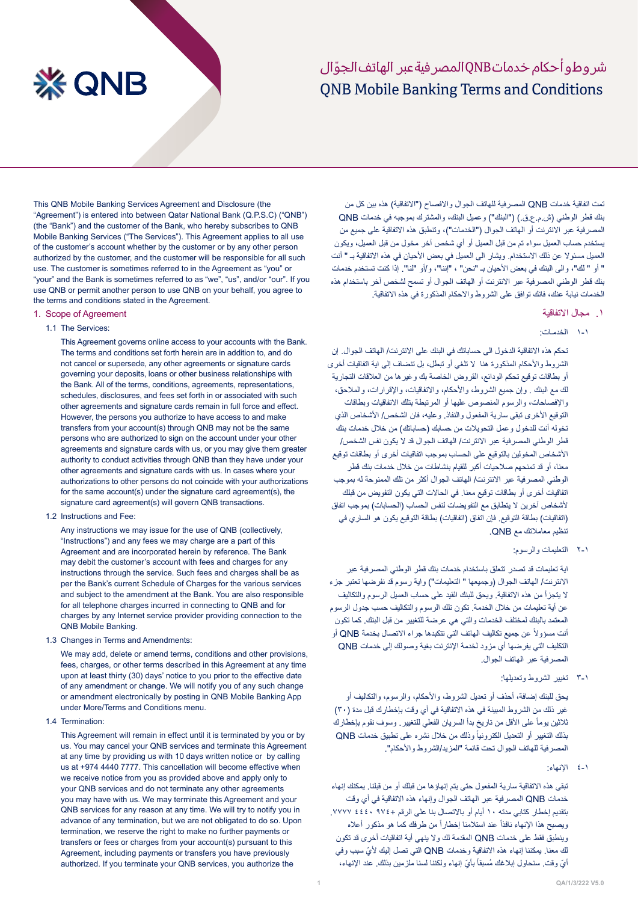# شروط وأحكام خدمات QNB المصرفية عبر الهاتف الجوّال

# QNB Mobile Banking Terms and Conditions

This QNB Mobile Banking Services Agreement and Disclosure (the "Agreement") is entered into between Qatar National Bank (Q.P.S.C) ("QNB") (the "Bank") and the customer of the Bank, who hereby subscribes to QNB Mobile Banking Services ("The Services"). This Agreement applies to all use of the customer's account whether by the customer or by any other person authorized by the customer, and the customer will be responsible for all such use. The customer is sometimes referred to in the Agreement as "you" or "your" and the Bank is sometimes referred to as "we", "us", and/or "our". If you use QNB or permit another person to use QNB on your behalf, you agree to the terms and conditions stated in the Agreement.

## 1. Scope of Agreement

### 1.1 The Services:

This Agreement governs online access to your accounts with the Bank. The terms and conditions set forth herein are in addition to, and do not cancel or supersede, any other agreements or signature cards governing your deposits, loans or other business relationships with the Bank. All of the terms, conditions, agreements, representations, schedules, disclosures, and fees set forth in or associated with such other agreements and signature cards remain in full force and effect. However, the persons you authorize to have access to and make transfers from your account(s) through QNB may not be the same persons who are authorized to sign on the account under your other agreements and signature cards with us, or you may give them greater authority to conduct activities through QNB than they have under your other agreements and signature cards with us. In cases where your authorizations to other persons do not coincide with your authorizations for the same account(s) under the signature card agreement(s), the signature card agreement(s) will govern QNB transactions.

### 1.2 Instructions and Fee:

Any instructions we may issue for the use of QNB (collectively, "Instructions") and any fees we may charge are a part of this Agreement and are incorporated herein by reference. The Bank may debit the customer's account with fees and charges for any instructions through the service. Such fees and charges shall be as per the Bank's current Schedule of Charges for the various services and subject to the amendment at the Bank. You are also responsible for all telephone charges incurred in connecting to QNB and for charges by any Internet service provider providing connection to the QNB Mobile Banking.

### 1.3 Changes in Terms and Amendments:

We may add, delete or amend terms, conditions and other provisions, fees, charges, or other terms described in this Agreement at any time upon at least thirty (30) days' notice to you prior to the effective date of any amendment or change. We will notify you of any such change or amendment electronically by posting in QNB Mobile Banking App under More/Terms and Conditions menu.

### 1.4 Termination:

This Agreement will remain in effect until it is terminated by you or by us. You may cancel your QNB services and terminate this Agreement at any time by providing us with 10 days written notice or by calling us at +974 4440 7777. This cancellation will become effective when we receive notice from you as provided above and apply only to your QNB services and do not terminate any other agreements you may have with us. We may terminate this Agreement and your QNB services for any reason at any time. We will try to notify you in advance of any termination, but we are not obligated to do so. Upon termination, we reserve the right to make no further payments or transfers or fees or charges from your account(s) pursuant to this Agreement, including payments or transfers you have previously authorized. If you terminate your QNB services, you authorize the

تمت اتفاقية خدمات QNB المصرفية للهاتف الجوال والافصاح ("الاتفاقية") هذه بين كل من بنك قطر الوطني (ش.م.ع.ق.) ("البنك") وعميل البنك، والمشترك بموجبه في خدمات QNB المصرفية عبر الانترنت أو الهاتف الجوال ("الخدمات")، وتنطبق هذه الاتفاقية على جميع من يستخدم حساب العميل سواء تم من قبل العميل أو أي شخص آخر مخول من قبل العميل، ويكون العميل مسئولا عن ذلك الاستخدام. ويشار الى العميل في بعض الأحيان في هذه الاتفاقية بـ " أنت " أو " لك"، والى البنك في بعض الأحيان بـ "نحن" ، "إننا"، و/أو "لنا". إذا كنت تستخدم خدمات بنك قطر الوطني المصرفية عبر الانترنت أو الهاتف الجوال أو تسمح لشخص آخر باستخدام هذه الخدمات نيابة عنك، فانك توافق على الشروط والاحكام المذكورة في هذه الاتفاقية.

## ١. مجال الاتفاقية

### ١-١ الخدمات:

تحكم هذه الاتفاقية الدخول الى حساباتك في البنك على الانترنت/ الهاتف الجوال. إن الشروط والأحكام المذكورة هنا لا تلغي أو تبطل، بل تنضاف إلى اية اتفاقيات أخرى أو بطاقات توقيع تحكم الودائع، القروض الخاصة بك وغيرها من العلاقات التجارية لك مع البنك. وإن جميع الشروط، والأحكام، والاتفاقيات، والإقرارات، والملاحق، والإفصاحات، والرسوم المنصوص عليها أو المرتبطة بتلك الاتفاقيات وبطاقات التوقيع الأخرى تبقى سارية المفعول والنفاذ. وعليه، فان الشخص/ الأشخاص الذي تخوله أنت للدخول وعمل التحويلات من حساب (حساباتك) من خلال خدمات بنك قطر الوطني المصرفية عبر الانترنت/ الهاتف الجوال قد لا يكون نفس الشخص/ الأشخاص المخولين بالتوقيع على الحساب بموجب اتفاقيات أخرى أو بطاقات توقيع معنا، أو قد تمنحهم صلاحيات أكبر للقيام بنشاطات من خلال خدمات بنك قطر الوطني المصرفية عبر الانترنت/ الهاتف الجوال أكثر من تلك الممنوحة له بموجب اتفاقيات أخرى أو بطاقات توقيع معنا. في الحالات التي يكون التفويض من قبلك لأشخاص آخرين لا يتطابق مع التفويضات لنفس الحساب (الحسابات) بموجب اتفاق (اتفاقيات) بطاقة التوقيع. فان اتفاق (اتفاقيات) بطاقة التوقيع يكون هو الساري في تنظيم معاملاتك مع QNB.

### ١-٢ التعليمات والرسوم:

اية تعليمات قد تصدر تتعلق باستخدام خدمات بنك قطر الوطني المصرفية عبر الانترنت/ الهاتف الجوال (وجميعها " التعليمات") واية رسوم قد نفرضها تعتبر جزء لا يتجزأ من هذه الاتفاقية. ويحق للبنك القيد على حساب العميل الرسوم والتكاليف عن أية تعليمات من خلال الخدمة. تكون تلك الرسوم والتكاليف حسب جدول الرسوم المعتمد بالبنك لمختلف الخدمات والتي هي عرضة للتغيير من قبل البنك. كما تكون أنت مسؤولاً عن جميع تكاليف الهاتف التي تتكبدها جراء الاتصال بخدمة QNB أو التكاليف التي يفرضها أي مزود لخدمة الإنترنت بغية وصولك إلى خدمات QNB المصرفية عبر الهاتف الجوال.

### ١-٣ تغيير الشروط وتعديلها:

يحق للبنك إضافة، أحذف أو تعديل الشروط، والأحكام، والرسوم، والتكاليف أو غير ذلك من الشروط المبينة في هذه الاتفاقية في أي وقت بإخطارك قبل مدة (٣٠) ثلاثين يوماً على الأقل من تاريخ بدأ السريان الفعلي للتغيير. وسوف نقوم بإخطارك بذلك التغيير أو التعديل الكترونياً وذلك من خلال نشره على تطبيق خدمات QNB المصرفية للهاتف الجوال تحت قائمة "المزيد/الشروط والأحكام".

### ١-٤ الإنهاء:

تبقى هذه الاتفاقية سارية المفعول حتى يتم إنهاؤها من قبلك أو من قبلنا. يمكنك إنهاء خدمات QNB المصرفية عبر الهاتف الجوال وإنهاء هذه الاتفاقية في أي وقت بتقديم إخطار كتابي مدته ١٠ أيام أو بالاتصال بنا على الرقم +٩٧٤ ٤٤٤٠ ٧٧٧٧. ويصبح هذا الإنهاء نافذاً عند استلامنا إخطاراً من طرفك كما هو مذكور اعلاه وينطبق فقط على خدمات QNB المقدمة لك ولا ينهي أية اتفاقيات أخرى قد تكون لك معنا. يمكننا إنهاء هذه الاتفاقية وخدمات QNB التي تصل إليك لأيّ سبب وفي أيّ وقت. سنحاول إبلاغك مُسبقاً بأيّ إنهاء ولكننا لسنا ملزمين بذلك. عند الإنهاء،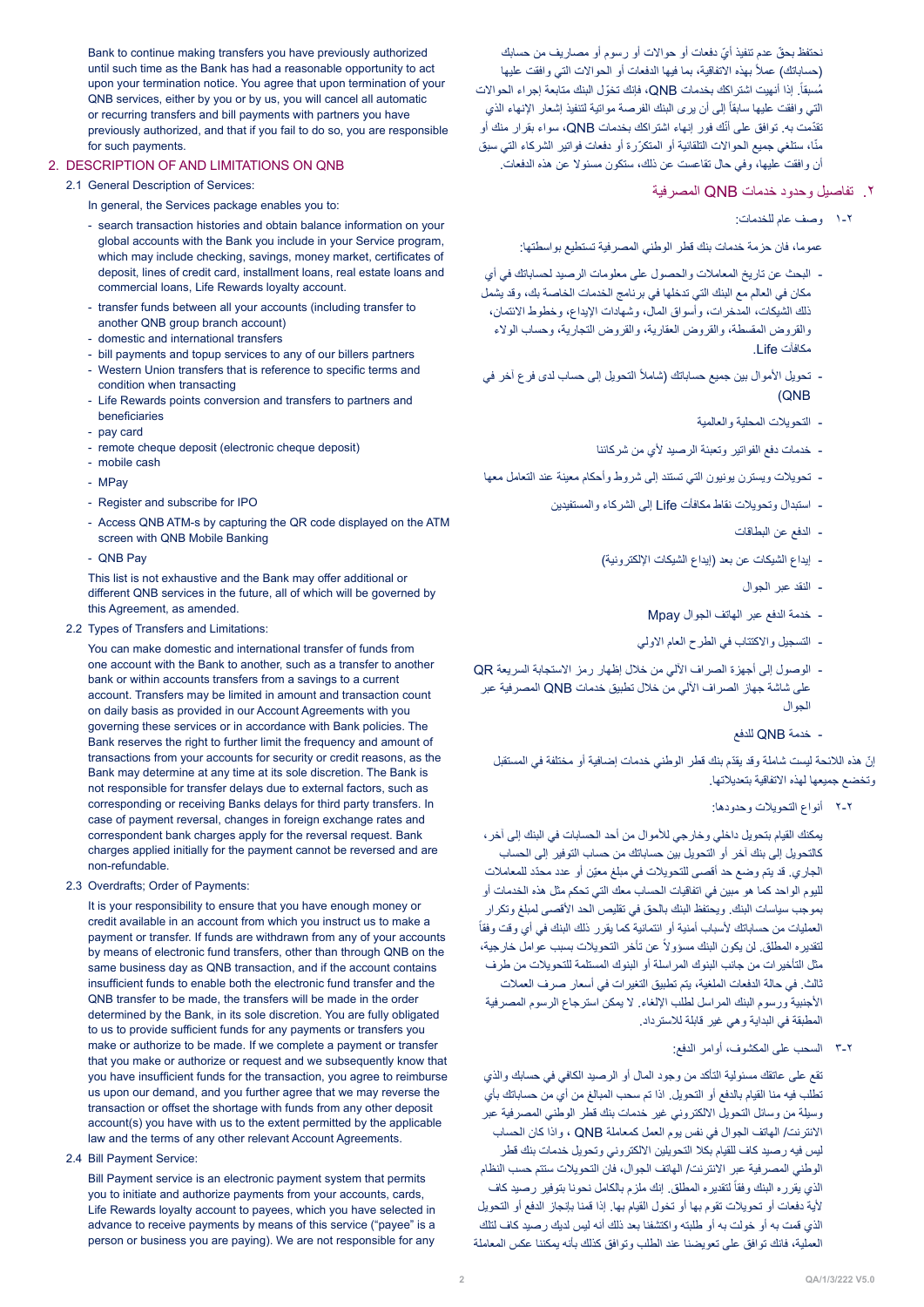Bank to continue making transfers you have previously authorized until such time as the Bank has had a reasonable opportunity to act upon your termination notice. You agree that upon termination of your QNB services, either by you or by us, you will cancel all automatic or recurring transfers and bill payments with partners you have previously authorized, and that if you fail to do so, you are responsible for such payments.

## 2. DESCRIPTION OF AND LIMITATIONS ON QNB

2.1 General Description of Services:

In general, the Services package enables you to:

- search transaction histories and obtain balance information on your global accounts with the Bank you include in your Service program, which may include checking, savings, money market, certificates of deposit, lines of credit card, installment loans, real estate loans and commercial loans, Life Rewards loyalty account.
- transfer funds between all your accounts (including transfer to another QNB group branch account)
- domestic and international transfers
- bill payments and topup services to any of our billers partners
- Western Union transfers that is reference to specific terms and condition when transacting
- Life Rewards points conversion and transfers to partners and beneficiaries
- pay card
- remote cheque deposit (electronic cheque deposit)
- mobile cash
- MPay
- Register and subscribe for IPO
- Access QNB ATM-s by capturing the QR code displayed on the ATM screen with QNB Mobile Banking
- QNB Pay

This list is not exhaustive and the Bank may offer additional or different QNB services in the future, all of which will be governed by this Agreement, as amended.

2.2 Types of Transfers and Limitations:

You can make domestic and international transfer of funds from one account with the Bank to another, such as a transfer to another bank or within accounts transfers from a savings to a current account. Transfers may be limited in amount and transaction count on daily basis as provided in our Account Agreements with you governing these services or in accordance with Bank policies. The Bank reserves the right to further limit the frequency and amount of transactions from your accounts for security or credit reasons, as the Bank may determine at any time at its sole discretion. The Bank is not responsible for transfer delays due to external factors, such as corresponding or receiving Banks delays for third party transfers. In case of payment reversal, changes in foreign exchange rates and correspondent bank charges apply for the reversal request. Bank charges applied initially for the payment cannot be reversed and are non-refundable.

2.3 Overdrafts; Order of Payments:

It is your responsibility to ensure that you have enough money or credit available in an account from which you instruct us to make a payment or transfer. If funds are withdrawn from any of your accounts by means of electronic fund transfers, other than through QNB on the same business day as QNB transaction, and if the account contains insufficient funds to enable both the electronic fund transfer and the QNB transfer to be made, the transfers will be made in the order determined by the Bank, in its sole discretion. You are fully obligated to us to provide sufficient funds for any payments or transfers you make or authorize to be made. If we complete a payment or transfer that you make or authorize or request and we subsequently know that you have insufficient funds for the transaction, you agree to reimburse us upon our demand, and you further agree that we may reverse the transaction or offset the shortage with funds from any other deposit account(s) you have with us to the extent permitted by the applicable law and the terms of any other relevant Account Agreements.

2.4 Bill Payment Service:

Bill Payment service is an electronic payment system that permits you to initiate and authorize payments from your accounts, cards, Life Rewards loyalty account to payees, which you have selected in advance to receive payments by means of this service ("payee" is a person or business you are paying). We are not responsible for any

نحتفظ بحقّ عدم تنفيذ أيّ دفعات أو حوالات أو رسوم أو مصاريف من حسابك (حساباتك) عملاً بهذه الاتفاقية، بما فيها الدفعات أو الحوالات التي وافقت عليها مُسبقاً. إذا أنهيت اشتراكك بخدمات QNB، فإنك تخوّل البنك متابعة إجراء الحوالات التي وافقت عليها سابقاً إلى أن يرى البنك الفرصة مواتية لتنفيذ إشعار الإنهاء الذي تقدّمت به. توافق على أنّك فور إنهاء اشتراكك بخدمات QNB، سواء بقرار منك أو منّا، ستلغي جميع الحوالات التلقائية أو المتكرّرة أو دفعات فواتير الشركاء التي سبق أن وافقت عليها، وفي حال تقاعست عن ذلك، ستكون مسئولا عن هذه الدفعات.

## ٢. تفاصيل وحدود خدمات QNB المصرفية

٢-١ وصف عام للخدمات:

عموما، فان حزمة خدمات بنك قطر الوطني المصرفية تستطيع بواسطتها:

- البحث عن تاريخ المعاملات والحصول على معلومات الرصيد لحساباتك في أي مكان في العالم مع البنك التي تدخلها في برنامج الخدمات الخاصة بك، وقد يشمل ذلك الشيكات، المدخرات، وأسواق المال، وشهادات الإيداع، وخطوط الائتمان، والقروض المقسطة، والقروض العقارية، والقروض التجارية، وحساب الولاء مكافآت Life.
- تحويل الأموال بين جميع حساباتك (شاملاً التحويل إلى حساب لدى فرع آخر في QNB)
- التحويلات المحلية والعالمية
- خدمات دفع الفواتير وتعبئة الرصيد لأي من شركائنا
- تحويلات ويسترن يونيون التي تستند إلى شروط وأحكام معينة عند التعامل معها
- استبدال وتحويلات نقاط مكافآت Life إلى الشركاء والمستفيدين
- الدفع عن البطاقات
- إيداع الشيكات عن بعد (إيداع الشيكات الإلكترونية)
- النقد عبر الجوال
- خدمة الدفع عبر الهاتف الجوال Mpay
- التسجيل والاكتتاب في الطرح العام الاولي
- الوصول إلى أجهزة الصراف الآلي من خلال إظهار رمز الاستجابة السريعة QR على شاشة جهاز الصراف الآلي من خلال تطبيق خدمات QNB المصرفية عبر الجوال
- خدمة QNB للدفع

إنّ هذه اللائحة ليست شاملة وقد يقدم بنك قطر الوطني خدمات إضافية أو مختلفة في المستقبل وتخضع جميعها لهذه الاتفاقية بتعديلاتها.

٢-٢ أنواع التحويلات وحدودها:

يمكنك القيام بتحويل داخلي وخارجي للأموال من أحد الحسابات في البنك إلى آخر، كالتحويل إلى بنك آخر أو التحويل بين حساباتك من حساب التوفير إلى الحساب الجاري. قد يتم وضع حد أقصى للتحويلات في مبلغ معيّن أو عدد محدّد للمعاملات لليوم الواحد كما هو مبين في اتفاقيات الحساب معك التي تحكم مثل هذه الخدمات أو بموجب سياسات البنك. ويحتفظ البنك بالحق في تقليص الحد الأقصى لمبلغ وتكرار العمليات من حساباتك لأسباب أمنية أو ائتمانية كما يقرر ذلك البنك في أي وقت وفقاً لتقديره المطلق. لن يكون البنك مسؤولاً عن تأخر التحويلات بسبب عوامل خارجية، مثل التأخيرات من جانب البنوك المراسلة أو البنوك المستلمة للتحويلات من طرف ثالث. في حالة الدفعات الملغية، يتم تطبيق التغيرات في أسعار صرف العملات الأجنبية ورسوم البنك المراسل لطلب الإلغاء. لا يمكن استرجاع الرسوم المصرفية المطبقة في البداية وهي غير قابلة للاسترداد.

٢-٣ السحب على المكشوف، أوامر الدفع:

تقع على عاتقك مسئولية التأكد من وجود المال أو الرصيد الكافي في حسابك والذي تطلب فيه منا القيام بالدفع أو التحويل. اذا تم سحب المبالغ من أي من حساباتك بأي وسيلة من وسائل التحويل الالكتروني غير خدمات بنك قطر الوطني المصرفية عبر الانترنت/ الهاتف الجوال في نفس يوم العمل كمعاملة QNB ، واذا كان الحساب ليس فيه رصيد كاف للقيام بكلا التحويلين الالكتروني وتحويل خدمات بنك قطر الوطني المصرفية عبر الانترنت/ الهاتف الجوال، فان التحويلات ستتم حسب النظام الذي يقرره البنك وفقاً لتقديره المطلق. إنك ملزم بالكامل نحونا بتوفير رصيد كاف لأية دفعات أو تحويلات تقوم بها أو تخول القيام بها. اذا قمنا بإنجاز الدفع أو التحويل الذي قمت به أو خولت به أو طلبته واكتشفنا بعد ذلك أنه ليس لديك رصيد كاف لتلك العملية، فانك توافق على تعويضنا عند الطلب وتوافق كذلك بأنه يمكننا عكس المعاملة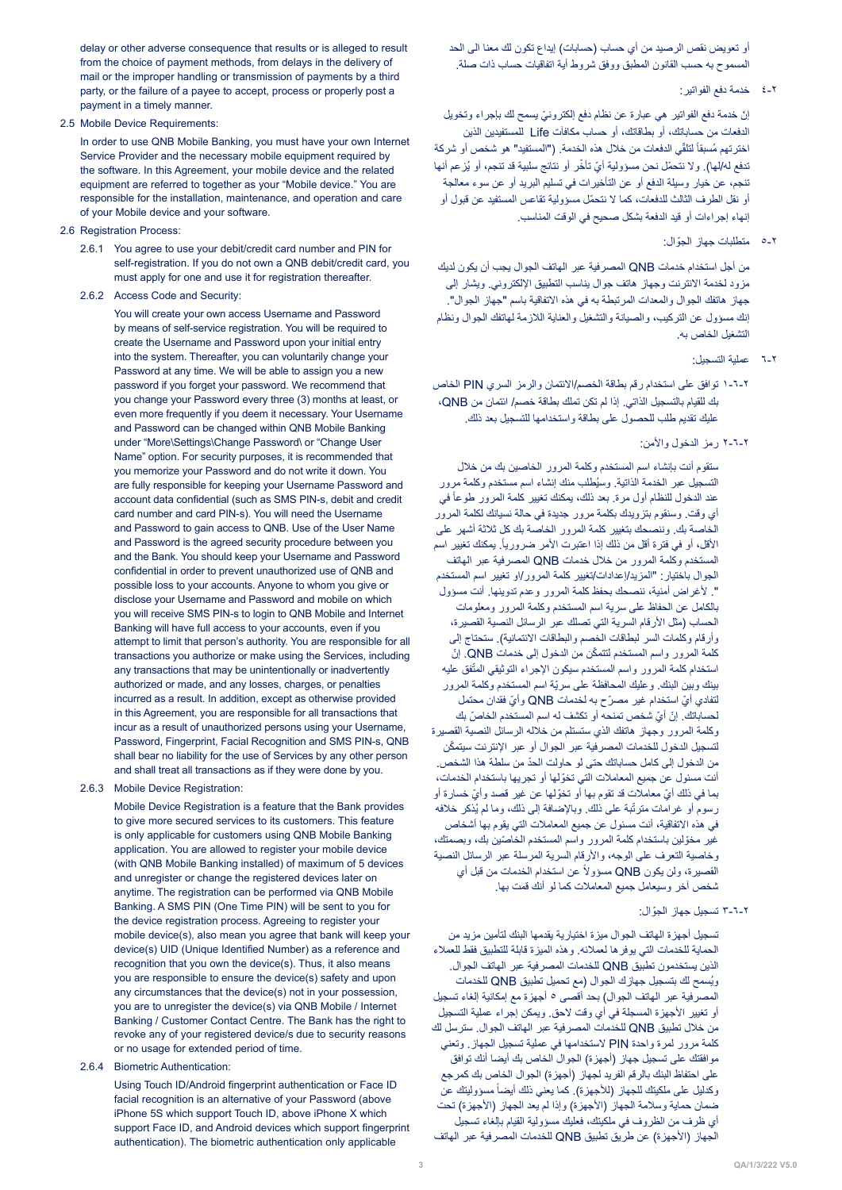delay or other adverse consequence that results or is alleged to result from the choice of payment methods, from delays in the delivery of mail or the improper handling or transmission of payments by a third party, or the failure of a payee to accept, process or properly post a payment in a timely manner.

2.5 Mobile Device Requirements:

In order to use QNB Mobile Banking, you must have your own Internet Service Provider and the necessary mobile equipment required by the software. In this Agreement, your mobile device and the related equipment are referred to together as your "Mobile device." You are responsible for the installation, maintenance, and operation and care of your Mobile device and your software.

2.6 Registration Process:

2.6.1 You agree to use your debit/credit card number and PIN for self-registration. If you do not own a QNB debit/credit card, you must apply for one and use it for registration thereafter.

2.6.2 Access Code and Security:

You will create your own access Username and Password by means of self-service registration. You will be required to create the Username and Password upon your initial entry into the system. Thereafter, you can voluntarily change your Password at any time. We will be able to assign you a new password if you forget your password. We recommend that you change your Password every three (3) months at least, or even more frequently if you deem it necessary. Your Username and Password can be changed within QNB Mobile Banking under "More\Settings\Change Password\ or "Change User Name" option. For security purposes, it is recommended that you memorize your Password and do not write it down. You are fully responsible for keeping your Username Password and account data confidential (such as SMS PIN-s, debit and credit card number and card PIN-s). You will need the Username and Password to gain access to QNB. Use of the User Name and Password is the agreed security procedure between you and the Bank. You should keep your Username and Password confidential in order to prevent unauthorized use of QNB and possible loss to your accounts. Anyone to whom you give or disclose your Username and Password and mobile on which you will receive SMS PIN-s to login to QNB Mobile and Internet Banking will have full access to your accounts, even if you attempt to limit that person's authority. You are responsible for all transactions you authorize or make using the Services, including any transactions that may be unintentionally or inadvertently authorized or made, and any losses, charges, or penalties incurred as a result. In addition, except as otherwise provided in this Agreement, you are responsible for all transactions that incur as a result of unauthorized persons using your Username, Password, Fingerprint, Facial Recognition and SMS PIN-s, QNB shall bear no liability for the use of Services by any other person and shall treat all transactions as if they were done by you.

2.6.3 Mobile Device Registration:

Mobile Device Registration is a feature that the Bank provides to give more secured services to its customers. This feature is only applicable for customers using QNB Mobile Banking application. You are allowed to register your mobile device (with QNB Mobile Banking installed) of maximum of 5 devices and unregister or change the registered devices later on anytime. The registration can be performed via QNB Mobile Banking. A SMS PIN (One Time PIN) will be sent to you for the device registration process. Agreeing to register your mobile device(s), also mean you agree that bank will keep your device(s) UID (Unique Identified Number) as a reference and recognition that you own the device(s). Thus, it also means you are responsible to ensure the device(s) safety and upon any circumstances that the device(s) not in your possession, you are to unregister the device(s) via QNB Mobile / Internet Banking / Customer Contact Centre. The Bank has the right to revoke any of your registered device/s due to security reasons or no usage for extended period of time.

2.6.4 Biometric Authentication:

Using Touch ID/Android fingerprint authentication or Face ID facial recognition is an alternative of your Password (above iPhone 5S which support Touch ID, above iPhone X which support Face ID, and Android devices which support fingerprint authentication). The biometric authentication only applicable

أو تعويض نقص الرصيد من أي حساب (حسابات) إيداع تكون لك معنا الى الحد المسموح به حسب القانون المطبق ووفق شروط أية اتفاقيات حساب ذات صلة.

٢-٤ خدمة دفع الفواتير:

إنّ خدمة دفع الفواتير هي عبارة عن نظام دفع إلكترونيّ يسمح لك بإجراء وتخويل الدفعات من حساباتك، أو بطاقاتك، أو حساب مكافآت Life للمستفيدين الذين اخترتهم مُسبقاً لتلقّي الدفعات من خلال هذه الخدمة. ("المستفيد" هو شخص أو شركة تدفع له/لها). ولا نتحمّل نحن مسؤولية أيّ تأخّر أو نتائج سلبية قد تنجم، أو يُزعم أنها تنجم، عن خيار وسيلة الدفع أو عن التأخيرات في تسليم البريد أو عن سوء معالجة أو نقل الطرف الثالث للدفعات، كما لا نتحمّل مسؤولية تقاعس المستفيد عن قبول أو إنهاء إجراءات أو قيد الدفعة بشكل صحيح في الوقت المناسب.

٢-٥ متطلبات جهاز الجوّال:

من أجل استخدام خدمات QNB المصرفية عبر الهاتف الجوال يجب أن يكون لديك مزود لخدمة الانترنت وجهاز هاتف جوال يناسب التطبيق الإلكتروني. ويشار إلى جهاز هاتفك الجوال والمعدات المرتبطة به في هذه الاتفاقية باسم "جهاز الجوال". إنك مسؤول عن التركيب، والصيانة والتشغيل والعناية اللازمة لهاتفك الجوال ونظام التشغيل الخاص به.

٢-٦ عملية التسجيل:

٢-٦-١ توافق على استخدام رقم بطاقة الخصم/الائتمان والرمز السري PIN الخاص بك للقيام بالتسجيل الذاتي. إذا لم تكن تملك بطاقة خصم/ ائتمان من QNB، عليك تقديم طلب للحصول على بطاقة واستخدامها للتسجيل بعد ذلك.

٢-٦-٢ رمز الدخول والأمن:

ستقوم أنت بإنشاء اسم المستخدم وكلمة المرور الخاصين بك من خلال التسجيل عبر الخدمة الذاتية. وسيُطلب منك إنشاء اسم مستخدم وكلمة مرور عند الدخول للنظام أول مرة. بعد ذلك، يمكنك تغيير كلمة المرور طوعاً في أي وقت. وسنقوم بتزويدك بكلمة مرور جديدة في حالة نسيانك لكلمة المرور الخاصة بك. وننصحك بتغيير كلمة المرور الخاصة بك كل ثلاثة أشهر على الأقل، أو في فترة أقل من ذلك إذا اعتبرت الأمر ضرورياً. يمكنك تغيير اسم المستخدم وكلمة المرور من خلال خدمات QNB المصرفية عبر الهاتف الجوال باختيار: "المزيد/إعدادات/تغيير كلمة المرور/او تغيير اسم المستخدم". لأغراض أمنية، ننصحك بحفظ كلمة المرور وعدم تدوينها. أنت مسؤول بالكامل عن الحفاظ على سرية اسم المستخدم وكلمة المرور ومعلومات الحساب (مثل الأرقام السرية التي تصلك عبر الرسائل النصية القصيرة، وأرقام وكلمات السر لبطاقات الخصم والبطاقات الائتمانية). ستحتاج إلى كلمة المرور واسم المستخدم لتتمكّن من الدخول إلى خدمات QNB. إنّ استخدام كلمة المرور واسم المستخدم سيكون الإجراء التوثيقي المتّفق عليه بينك وبين البنك. وعليك المحافظة على سريّة اسم المستخدم وكلمة المرور لتفادي أيّ استخدام غير مصرّح به لخدمات QNB وأيّ فقدان محتمل لحساباتك. إنّ أيّ شخص تمنحه أو تكشف له اسم المستخدم الخاصّ بك وكلمة المرور وجهاز هاتفك الذي ستستلم من خلاله الرسائل النصية القصيرة لتسجيل الدخول للخدمات المصرفية عبر الجوال أو عبر الإنترنت سيتمكّن من الدخول إلى كامل حساباتك حتى لو حاولت الحدّ من سلطة هذا الشخص. أنت مسئول عن جميع المعاملات التي تخوّلها أو تجريها باستخدام الخدمات، بما في ذلك أيّ معاملات قد تقوم بها أو تخوّلها عن غير قصد وأيّ خسارة أو رسوم أو غرامات مترتّبة على ذلك. وبالإضافة إلى ذلك، وما لم يُذكر خلافه في هذه الاتفاقية، أنت مسئول عن جميع المعاملات التي يقوم بها أشخاص غير مخوّلين باستخدام كلمة المرور واسم المستخدم الخاصّين بك، وبصمتك، وخاصية التعرف على الوجه، والأرقام السرية المرسلة عبر الرسائل النصية القصيرة، ولن يكون QNB مسؤولاً عن استخدام الخدمات من قبل أي شخص آخر ويعامل جميع المعاملات كما لو أنك قمت بها.

٢-٦-٣ تسجيل جهاز الجوّال:

تسجيل أجهزة الهاتف الجوال ميزة اختيارية يقدمها البنك لتأمين مزيد من الحماية للخدمات التي يوفرها لعملائه. وهذه الميزة قابلة للتطبيق فقط للعملاء الذين يستخدمون تطبيق QNB للخدمات المصرفية عبر الهاتف الجوال. ويُسمح لك بتسجيل جهازك الجوال (مع تحميل تطبيق QNB للخدمات المصرفية عبر الهاتف الجوال) بحد أقصى ٥ أجهزة مع إمكانية الغاء تسجيل أو تغيير الأجهزة المسجلة في أي وقت لاحق. ويمكن إجراء عملية التسجيل من خلال تطبيق QNB للخدمات المصرفية عبر الهاتف الجوال. سترسل لك كلمة مرور لمرة واحدة PIN لاستخدامها في عملية تسجيل الجهاز. وتعني موافقتك على تسجيل جهاز (أجهزة) الجوال الخاص بك أيضاً أنك توافق على احتفاظ البنك بالرقم الفريد لجهاز (أجهزة) الجوال الخاص بك كمرجع وكدليل على ملكيتك للجهاز (للأجهزة). كما يعني ذلك أيضاً مسؤوليتك عن ضمان حماية وسلامة الجهاز (الأجهزة) وإذا لم يعد الجهاز (الأجهزة) تحت أي ظرف من الظروف في ملكيتك، فعليك مسؤولية القيام بإلغاء تسجيل الجهاز (الأجهزة) عن طريق تطبيق QNB للخدمات المصرفية عبر الهاتف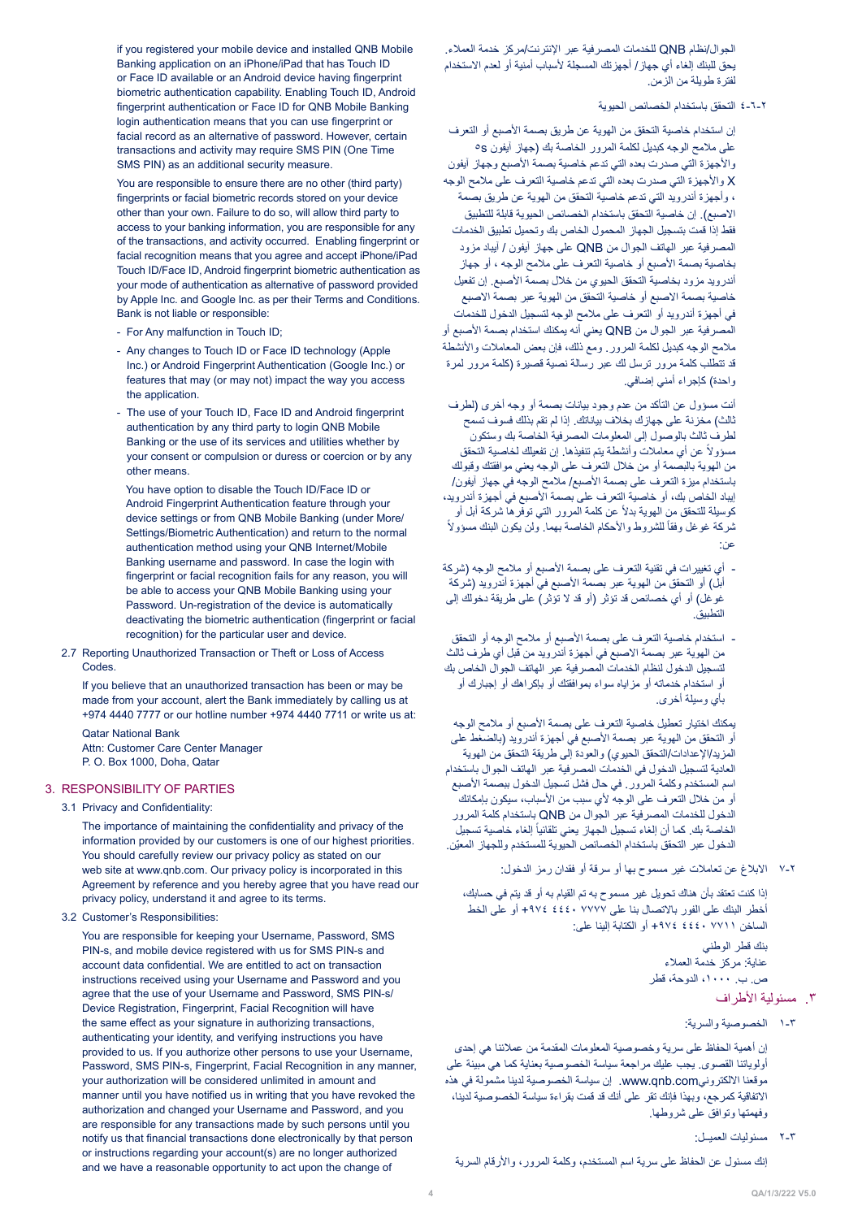if you registered your mobile device and installed QNB Mobile Banking application on an iPhone/iPad that has Touch ID or Face ID available or an Android device having fingerprint biometric authentication capability. Enabling Touch ID, Android fingerprint authentication or Face ID for QNB Mobile Banking login authentication means that you can use fingerprint or facial record as an alternative of password. However, certain transactions and activity may require SMS PIN (One Time SMS PIN) as an additional security measure.

You are responsible to ensure there are no other (third party) fingerprints or facial biometric records stored on your device other than your own. Failure to do so, will allow third party to access to your banking information, you are responsible for any of the transactions, and activity occurred. Enabling fingerprint or facial recognition means that you agree and accept iPhone/iPad Touch ID/Face ID, Android fingerprint biometric authentication as your mode of authentication as alternative of password provided by Apple Inc. and Google Inc. as per their Terms and Conditions. Bank is not liable or responsible:

- For Any malfunction in Touch ID;
- Any changes to Touch ID or Face ID technology (Apple Inc.) or Android Fingerprint Authentication (Google Inc.) or features that may (or may not) impact the way you access the application.
- The use of your Touch ID, Face ID and Android fingerprint authentication by any third party to login QNB Mobile Banking or the use of its services and utilities whether by your consent or compulsion or duress or coercion or by any other means.

You have option to disable the Touch ID/Face ID or Android Fingerprint Authentication feature through your device settings or from QNB Mobile Banking (under More/ Settings/Biometric Authentication) and return to the normal authentication method using your QNB Internet/Mobile Banking username and password. In case the login with fingerprint or facial recognition fails for any reason, you will be able to access your QNB Mobile Banking using your Password. Un-registration of the device is automatically deactivating the biometric authentication (fingerprint or facial recognition) for the particular user and device.

2.7 Reporting Unauthorized Transaction or Theft or Loss of Access Codes.

If you believe that an unauthorized transaction has been or may be made from your account, alert the Bank immediately by calling us at +974 4440 7777 or our hotline number +974 4440 7711 or write us at:

Qatar National Bank
Attn: Customer Care Center Manager
P. O. Box 1000, Doha, Qatar

## 3. RESPONSIBILITY OF PARTIES

3.1 Privacy and Confidentiality:

The importance of maintaining the confidentiality and privacy of the information provided by our customers is one of our highest priorities. You should carefully review our privacy policy as stated on our web site at www.qnb.com. Our privacy policy is incorporated in this Agreement by reference and you hereby agree that you have read our privacy policy, understand it and agree to its terms.

3.2 Customer's Responsibilities:

You are responsible for keeping your Username, Password, SMS PIN-s, and mobile device registered with us for SMS PIN-s and account data confidential. We are entitled to act on transaction instructions received using your Username and Password and you agree that the use of your Username and Password, SMS PIN-s/ Device Registration, Fingerprint, Facial Recognition will have the same effect as your signature in authorizing transactions, authenticating your identity, and verifying instructions you have provided to us. If you authorize other persons to use your Username, Password, SMS PIN-s, Fingerprint, Facial Recognition in any manner, your authorization will be considered unlimited in amount and manner until you have notified us in writing that you have revoked the authorization and changed your Username and Password, and you are responsible for any transactions made by such persons until you notify us that financial transactions done electronically by that person or instructions regarding your account(s) are no longer authorized and we have a reasonable opportunity to act upon the change of

الجوال/نظام QNB للخدمات المصرفية عبر الإنترنت/مركز خدمة العملاء. يحق للبنك إلغاء أي جهاز/ أجهزتك المسجلة لأسباب أمنية أو لعدم الاستخدام لفترة طويلة من الزمن.

٢-٦-٤ التحقق باستخدام الخصائص الحيوية

إن استخدام خاصية التحقق من الهوية عن طريق بصمة الأصبع أو التعرف على ملامح الوجه كبديل لكلمة المرور الخاصة بك (جهاز أيفون 5s والأجهزة التي صدرت بعده التي تدعم خاصية بصمة الأصبع وجهاز أيفون X والأجهزة التي صدرت بعده التي تدعم خاصية التعرف على ملامح الوجه ، وأجهزة أندرويد التي تدعم خاصية التحقق من الهوية عن طريق بصمة الاصبع). إن خاصية التحقق باستخدام الخصائص الحيوية قابلة للتطبيق فقط إذا قمت بتسجيل الجهاز المحمول الخاص بك وتحميل تطبيق الخدمات المصرفية عبر الهاتف الجوال من QNB على جهاز أيفون / أيباد مزود بخاصية بصمة الأصبع أو خاصية التعرف على ملامح الوجه ، أو جهاز أندرويد مزود بخاصية التحقق الحيوي من خلال بصمة الأصبع. إن تفعيل خاصية بصمة الاصبع أو خاصية التحقق من الهوية عبر بصمة الاصبع في أجهزة أندرويد أو التعرف على ملامح الوجه لتسجيل الدخول للخدمات المصرفية عبر الجوال من QNB يعني أنه يمكنك استخدام بصمة الأصبع أو ملامح الوجه كبديل لكلمة المرور. ومع ذلك، فإن بعض المعاملات والأنشطة قد تتطلب كلمة مرور ترسل لك عبر رسالة نصية قصيرة (كلمة مرور لمرة واحدة) كإجراء أمني إضافي.

أنت مسؤول عن التأكد من عدم وجود بيانات بصمة أو وجه أخرى (لطرف ثالث) مخزنة على جهازك بخلاف بياناتك. إذا لم تقم بذلك فسوف تسمح لطرف ثالث بالوصول إلى المعلومات المصرفية الخاصة بك وستكون مسؤولاً عن أي معاملات وأنشطة يتم تنفيذها. إن تفعيلك لخاصية التحقق من الهوية بالبصمة أو من خلال التعرف على الوجه يعني موافقتك وقبولك باستخدام ميزة التعرف على بصمة الأصبع/ ملامح الوجه في جهاز أيفون/ إيباد الخاص بك، أو خاصية التعرف على بصمة الأصبع في أجهزة أندرويد، كوسيلة للتحقق من الهوية بدلاً عن كلمة المرور التي توفرها شركة أبل أو شركة غوغل وفقاً للشروط والأحكام الخاصة بهما. ولن يكون البنك مسؤولاً عن:

- أي تغييرات في تقنية التعرف على بصمة الأصبع أو ملامح الوجه (شركة أبل) أو التحقق من الهوية عبر بصمة الأصبع في أجهزة أندرويد (شركة غوغل) أو أي خصائص قد تؤثر (أو قد لا تؤثر) على طريقة دخولك إلى التطبيق.
- استخدام خاصية التعرف على بصمة الأصبع أو ملامح الوجه أو التحقق من الهوية عبر بصمة الاصبع في أجهزة أندرويد من قبل أي طرف ثالث لتسجيل الدخول لنظام الخدمات المصرفية عبر الهاتف الجوال الخاص بك أو استخدام خدماته أو مزاياه سواء بموافقتك أو بإكراهك أو إجبارك أو بأي وسيلة أخرى.

يمكنك اختيار تعطيل خاصية التعرف على بصمة الأصبع أو ملامح الوجه أو التحقق من الهوية عبر بصمة الأصبع في أجهزة أندرويد (بالضغط على المزيد/الإعدادات/التحقق الحيوي) والعودة إلى طريقة التحقق من الهوية العادية لتسجيل الدخول في الخدمات المصرفية عبر الهاتف الجوال باستخدام اسم المستخدم وكلمة المرور. في حال فشل تسجيل الدخول ببصمة الأصبع أو من خلال التعرف على الوجه لأي سبب من الأسباب، سيكون بإمكانك الدخول للخدمات المصرفية عبر الجوال من QNB باستخدام كلمة المرور الخاصة بك. كما أن إلغاء تسجيل الجهاز يعني تلقائياً إلغاء خاصية تسجيل الدخول عبر التحقق باستخدام الخصائص الحيوية للمستخدم وللجهاز المعيّن.

٢-٧ الابلاغ عن تعاملات غير مسموح بها أو سرقة أو فقدان رمز الدخول:

إذا كنت تعتقد بأن هناك تحويل غير مسموح به تم القيام به أو قد يتم في حسابك، أخطر البنك على الفور بالاتصال بنا على ٧٧٧٧ ٤٤٤٠ ٩٧٤+ أو على الخط الساخن ٧٧١١ ٤٤٤٠ ٩٧٤+ أو الكتابة إلينا على:

بنك قطر الوطني
عناية: مركز خدمة العملاء
ص. ب. ١٠٠٠، الدوحة، قطر

## ٣. مسئولية الأطراف

٣-١ الخصوصية والسرية:

إن أهمية الحفاظ على سرية وخصوصية المعلومات المقدمة من عملائنا هي إحدى أولوياتنا القصوى. يجب عليك مراجعة سياسة الخصوصية بعناية كما هي مبينة على موقعنا الالكترونيwww.qnb.com. إن سياسة الخصوصية لدينا مشمولة في هذه الاتفاقية كمرجع، وبهذا فإنك تقر على أنك قد قمت بقراءة سياسة الخصوصية لدينا، وفهمتها وتوافق على شروطها.

٣-٢ مسئوليات العميـل:

إنك مسئول عن الحفاظ على سرية اسم المستخدم، وكلمة المرور، والأرقام السرية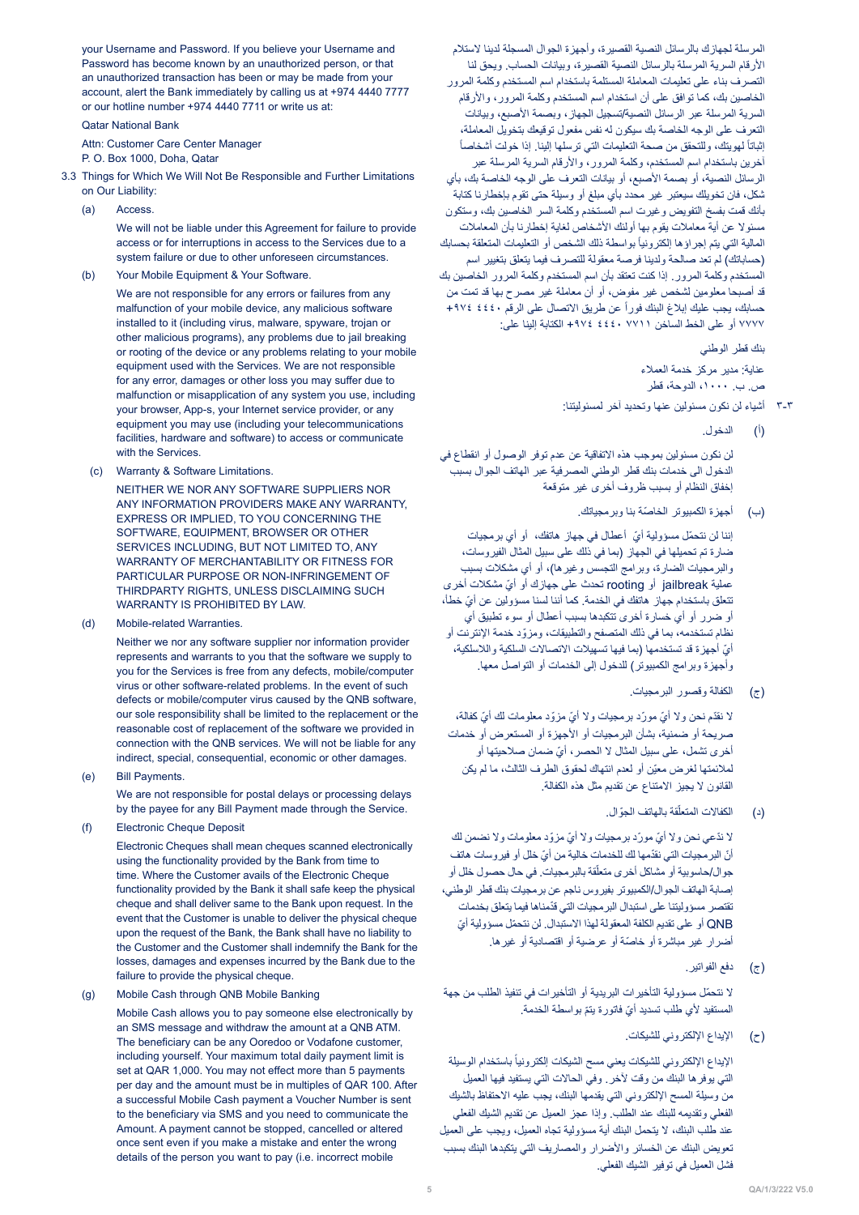your Username and Password. If you believe your Username and Password has become known by an unauthorized person, or that an unauthorized transaction has been or may be made from your account, alert the Bank immediately by calling us at +974 4440 7777 or our hotline number +974 4440 7711 or write us at:

Qatar National Bank

Attn: Customer Care Center Manager
P. O. Box 1000, Doha, Qatar

3.3 Things for Which We Will Not Be Responsible and Further Limitations on Our Liability:

(a) Access.

We will not be liable under this Agreement for failure to provide access or for interruptions in access to the Services due to a system failure or due to other unforeseen circumstances.

(b) Your Mobile Equipment & Your Software.

We are not responsible for any errors or failures from any malfunction of your mobile device, any malicious software installed to it (including virus, malware, spyware, trojan or other malicious programs), any problems due to jail breaking or rooting of the device or any problems relating to your mobile equipment used with the Services. We are not responsible for any error, damages or other loss you may suffer due to malfunction or misapplication of any system you use, including your browser, App-s, your Internet service provider, or any equipment you may use (including your telecommunications facilities, hardware and software) to access or communicate with the Services.

(c) Warranty & Software Limitations.

NEITHER WE NOR ANY SOFTWARE SUPPLIERS NOR ANY INFORMATION PROVIDERS MAKE ANY WARRANTY, EXPRESS OR IMPLIED, TO YOU CONCERNING THE SOFTWARE, EQUIPMENT, BROWSER OR OTHER SERVICES INCLUDING, BUT NOT LIMITED TO, ANY WARRANTY OF MERCHANTABILITY OR FITNESS FOR PARTICULAR PURPOSE OR NON-INFRINGEMENT OF THIRDPARTY RIGHTS, UNLESS DISCLAIMING SUCH WARRANTY IS PROHIBITED BY LAW.

(d) Mobile-related Warranties.

Neither we nor any software supplier nor information provider represents and warrants to you that the software we supply to you for the Services is free from any defects, mobile/computer virus or other software-related problems. In the event of such defects or mobile/computer virus caused by the QNB software, our sole responsibility shall be limited to the replacement or the reasonable cost of replacement of the software we provided in connection with the QNB services. We will not be liable for any indirect, special, consequential, economic or other damages.

(e) Bill Payments.

We are not responsible for postal delays or processing delays by the payee for any Bill Payment made through the Service.

(f) Electronic Cheque Deposit

Electronic Cheques shall mean cheques scanned electronically using the functionality provided by the Bank from time to time. Where the Customer avails of the Electronic Cheque functionality provided by the Bank it shall safe keep the physical cheque and shall deliver same to the Bank upon request. In the event that the Customer is unable to deliver the physical cheque upon the request of the Bank, the Bank shall have no liability to the Customer and the Customer shall indemnify the Bank for the losses, damages and expenses incurred by the Bank due to the failure to provide the physical cheque.

(g) Mobile Cash through QNB Mobile Banking

Mobile Cash allows you to pay someone else electronically by an SMS message and withdraw the amount at a QNB ATM. The beneficiary can be any Ooredoo or Vodafone customer, including yourself. Your maximum total daily payment limit is set at QAR 1,000. You may not effect more than 5 payments per day and the amount must be in multiples of QAR 100. After a successful Mobile Cash payment a Voucher Number is sent to the beneficiary via SMS and you need to communicate the Amount. A payment cannot be stopped, cancelled or altered once sent even if you make a mistake and enter the wrong details of the person you want to pay (i.e. incorrect mobile

المرسلة لجهازك بالرسائل النصية القصيرة، وأجهزة الجوال المسجلة لدينا لاستلام الأرقام السرية المرسلة بالرسائل النصية القصيرة، وبيانات الحساب. ويحق لنا التصرف بناء على تعليمات المعاملة المستلمة باستخدام اسم المستخدم وكلمة المرور الخاصين بك، كما توافق على أن استخدام اسم المستخدم وكلمة المرور، والأرقام السرية المرسلة عبر الرسائل النصية/تسجيل الجهاز، وبصمة الأصبع، وبيانات التعرف على الوجه الخاصة بك سيكون له نفس مفعول توقيعك بتخويل المعاملة، إثباتاً لهويتك، وللتحقق من صحة التعليمات التي ترسلها إلينا. إذا خولت أشخاصاً آخرين باستخدام اسم المستخدم، وكلمة المرور، والأرقام السرية المرسلة عبر الرسائل النصية، أو بصمة الأصبع، أو بيانات التعرف على الوجه الخاصة بك، بأي شكل، فان تخويلك سيعتبر غير محدد بأي مبلغ أو وسيلة حتى تقوم بإخطارنا كتابة بأنك قمت بفسخ التفويض وغيرت اسم المستخدم وكلمة السر الخاصين بك، وستكون مسئولا عن أية معاملات يقوم بها أولئك الأشخاص لغاية إخطارنا بأن المعاملات المالية التي يتم إجراؤها إلكترونياً بواسطة ذلك الشخص أو التعليمات المتعلقة بحسابك (حساباتك) لم تعد صالحة ولدينا فرصة معقولة للتصرف فيما يتعلق بتغيير اسم المستخدم وكلمة المرور. إذا كنت تعتقد بأن اسم المستخدم وكلمة المرور الخاصين بك قد أصبحا معلومين لشخص غير مفوض، أو أن معاملة غير مصرح بها قد تمت من حسابك، يجب عليك إبلاغ البنك فوراً عن طريق الاتصال على الرقم ٤٤٤٠ ٧٧٧٧ ٩٧٤+ أو على الخط الساخن ٤٤٤٠ ٧٧١١ ٩٧٤+ الكتابة إلينا على:

بنك قطر الوطني

عناية: مدير مركز خدمة العملاء
ص. ب. ١٠٠٠، الدوحة، قطر

٣-٣ أشياء لن نكون مسئولين عنها وتحديد آخر لمسئوليتنا:

(أ) الدخول.

لن نكون مسئولين بموجب هذه الاتفاقية عن عدم توفر الوصول أو انقطاع في الدخول إلى خدمات بنك قطر الوطني المصرفية عبر الهاتف الجوال بسبب إخفاق النظام أو بسبب ظروف أخرى غير متوقعة

(ب) أجهزة الكمبيوتر الخاصّة بنا وبرمجياتك.

إننا لن نتحمّل مسؤولية أيّ أعطال في جهاز هاتفك، أو أي برمجيات ضارة تم تحميلها في الجهاز (بما في ذلك على سبيل المثال الفيروسات، والبرمجيات الضارة، وبرامج التجسس وغيرها)، أو أي مشكلات بسبب عملية jailbreak أو rooting تحدث على جهازك أو أيّ مشكلات أخرى تتعلق باستخدام جهاز هاتفك في الخدمة. كما أننا لسنا مسؤولين عن أيّ خطأ، أو ضرر أو أي خسارة أخرى تتكبدها بسبب أعطال أو سوء تطبيق أي نظام تستخدمه، بما في ذلك المتصفح والتطبيقات، ومزوّد خدمة الإنترنت أو أيّ أجهزة قد تستخدمها (بما فيها تسهيلات الاتصالات السلكية واللاسلكية، وأجهزة وبرامج الكمبيوتر) للدخول إلى الخدمات أو التواصل معها.

(ج) الكفالة وقصور البرمجيات.

لا نقدّم نحن ولا أيّ مورّد برمجيات ولا أيّ مزوّد معلومات لك أيّ كفالة، صريحة أو ضمنية، بشأن البرمجيات أو الأجهزة أو المستعرض أو خدمات أخرى تشمل، على سبيل المثال لا الحصر، أيّ ضمان صلاحيتها أو لملائمتها لغرض معيّن أو لعدم انتهاك لحقوق الطرف الثالث، ما لم يكن القانون لا يجيز الامتناع عن تقديم مثل هذه الكفالة.

(د) الكفالات المتعلّقة بالهاتف الجوّال.

لا ندّعي نحن ولا أيّ مورّد برمجيات ولا أيّ مزوّد معلومات ولا نضمن لك أنّ البرمجيات التي نقدّمها لك للخدمات خالية من أيّ خلل أو فيروسات هاتف جوال/حاسوبية أو مشاكل أخرى متعلّقة بالبرمجيات. في حال حصول خلل أو إصابة الهاتف الجوال/الكمبيوتر بفيروس ناجم عن برمجيات بنك قطر الوطني، تقتصر مسؤوليتنا على استبدال البرمجيات التي قدّمناها فيما يتعلق بخدمات QNB أو على تقديم الكلفة المعقولة لهذا الاستبدال. لن نتحمّل مسؤولية أيّ أضرار غير مباشرة أو خاصّة أو عرضية أو اقتصادية أو غيرها.

(ح) دفع الفواتير.

لا نتحمّل مسؤولية التأخيرات البريدية أو التأخيرات في تنفيذ الطلب من جهة المستفيد لأي طلب تسديد أيّ فاتورة يتمّ بواسطة الخدمة.

(خ) الإيداع الإلكتروني للشيكات.

الإيداع الإلكتروني للشيكات يعني مسح الشيكات إلكترونياً باستخدام الوسيلة التي يوفرها البنك من وقت لآخر. وفي الحالات التي يستفيد فيها العميل من وسيلة المسح الإلكتروني التي يقدمها البنك، يجب عليه الاحتفاظ بالشيك الفعلي وتقديمه للبنك عند الطلب. وإذا عجز العميل عن تقديم الشيك الفعلي عند طلب البنك، لا يتحمل البنك أية مسؤولية تجاه العميل، ويجب على العميل تعويض البنك عن الخسائر والأضرار والمصاريف التي يتكبدها البنك بسبب فشل العميل في توفير الشيك الفعلي.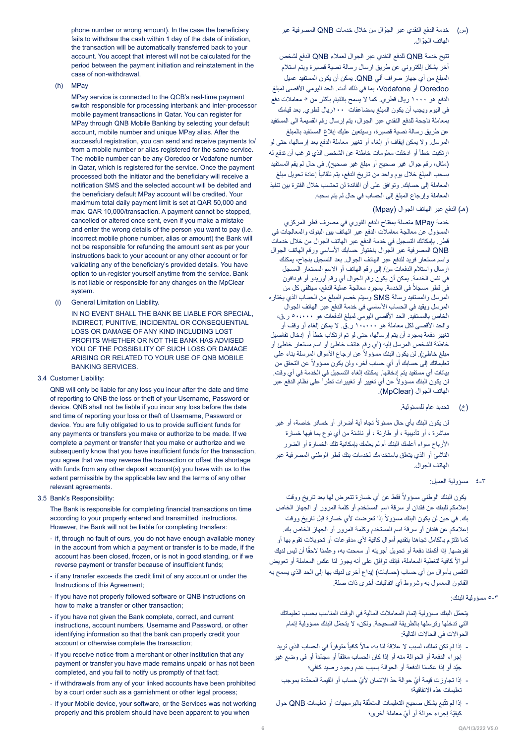phone number or wrong amount). In the case the beneficiary fails to withdraw the cash within 1 day of the date of initiation, the transaction will be automatically transferred back to your account. You accept that interest will not be calculated for the period between the payment initiation and reinstatement in the case of non-withdrawal.

(h) MPay

MPay service is connected to the QCB's real-time payment switch responsible for processing interbank and inter-processor mobile payment transactions in Qatar. You can register for MPay through QNB Mobile Banking by selecting your default account, mobile number and unique MPay alias. After the successful registration, you can send and receive payments to/from a mobile number or alias registered for the same service. The mobile number can be any Ooredoo or Vodafone number in Qatar, which is registered for the service. Once the payment processed both the initiator and the beneficiary will receive a notification SMS and the selected account will be debited and the beneficiary default MPay account will be credited. Your maximum total daily payment limit is set at QAR 50,000 and max. QAR 10,000/transaction. A payment cannot be stopped, cancelled or altered once sent, even if you make a mistake and enter the wrong details of the person you want to pay (i.e. incorrect mobile phone number, alias or amount) the Bank will not be responsible for refunding the amount sent as per your instructions back to your account or any other account or for validating any of the beneficiary's provided details. You have option to un-register yourself anytime from the service. Bank is not liable or responsible for any changes on the MpClear system.

(i) General Limitation on Liability.

IN NO EVENT SHALL THE BANK BE LIABLE FOR SPECIAL, INDIRECT, PUNITIVE, INCIDENTAL OR CONSEQUENTIAL LOSS OR DAMAGE OF ANY KIND INCLUDING LOST PROFITS WHETHER OR NOT THE BANK HAS ADVISED YOU OF THE POSSIBILITY OF SUCH LOSS OR DAMAGE ARISING OR RELATED TO YOUR USE OF QNB MOBILE BANKING SERVICES.

3.4 Customer Liability:

QNB will only be liable for any loss you incur after the date and time of reporting to QNB the loss or theft of your Username, Password or device. QNB shall not be liable if you incur any loss before the date and time of reporting your loss or theft of Username, Password or device. You are fully obligated to us to provide sufficient funds for any payments or transfers you make or authorize to be made. If we complete a payment or transfer that you make or authorize and we subsequently know that you have insufficient funds for the transaction, you agree that we may reverse the transaction or offset the shortage with funds from any other deposit account(s) you have with us to the extent permissible by the applicable law and the terms of any other relevant agreements.

3.5 Bank's Responsibility:

The Bank is responsible for completing financial transactions on time according to your properly entered and transmitted instructions. However, the Bank will not be liable for completing transfers:

- if, through no fault of ours, you do not have enough available money in the account from which a payment or transfer is to be made, if the account has been closed, frozen, or is not in good standing, or if we reverse payment or transfer because of insufficient funds;
- if any transfer exceeds the credit limit of any account or under the Instructions of this Agreement;
- if you have not properly followed software or QNB instructions on how to make a transfer or other transaction;
- if you have not given the Bank complete, correct, and current instructions, account numbers, Username and Password, or other identifying information so that the bank can properly credit your account or otherwise complete the transaction;
- if you receive notice from a merchant or other institution that any payment or transfer you have made remains unpaid or has not been completed, and you fail to notify us promptly of that fact;
- if withdrawals from any of your linked accounts have been prohibited by a court order such as a garnishment or other legal process;
- if your Mobile device, your software, or the Services was not working properly and this problem should have been apparent to you when

(س) خدمة الدفع النقدي عبر الجوّال من خلال خدمات QNB المصرفية عبر الهاتف الجوّال.

تتيح خدمة QNB للدفع النقدي عبر الجوال لعملاء QNB الدفع لشخص آخر بشكل إلكتروني عن طريق ارسال رسالة نصية قصيرة ويتم استلام المبلغ من أي جهاز صراف آلي QNB. يمكن أن يكون المستفيد عميل Ooredoo أو Vodafone، بما في ذلك أنت. الحد اليومي الأقصى لمبلغ الدفع هو ١٠٠٠ ريال قطري. كما لا يسمح بالقيام بأكثر من ٥ معاملات دفع في اليوم ويجب أن يكون المبلغ بمضاعفات ١٠٠ريال قطري. بعد قيامك بمعاملة ناجحة للدفع النقدي عبر الجوال، يتم إرسال رقم القسيمة الى المستفيد عن طريق رسالة نصية قصيرة، وسيتعين عليك إبلاغ المستفيد بالمبلغ المرسل. ولا يمكن إيقاف أو إلغاء أو تغيير معاملة الدفع بعد إرسالها، حتى لو ارتكبت خطأ أو ادخلت معلومات خاطئة عن الشخص الذي ترغب أن تدفع له (مثال، رقم جوال غير صحيح أو مبلغ غير صحيح). في حال لم يقم المستفيد بسحب المبلغ خلال يوم واحد من تاريخ الدفع، يتم تلقائياً إعادة تحويل مبلغ المعاملة إلى حسابك. وتوافق على أن الفائدة لن تحتسب خلال الفترة بين تنفيذ المعاملة وإرجاع المبلغ إلى الحساب في حال لم يتم سحبه.

(هـ) الدفع عبر الهاتف الجوال (Mpay)

خدمة MPay متصلة بمفتاح الدفع الفوري في مصرف قطر المركزي المسؤول عن معالجة معاملات الدفع عبر الهاتف بين البنوك والمعالجات في قطر. بإمكانك التسجيل في خدمة الدفع عبر الهاتف الجوال من خلال خدمات QNB المصرفية عبر الجوال باختيار حسابك الأساسي ورقم الهاتف الجوال واسم مستعار فريد للدفع عبر الهاتف الجوال. بعد التسجيل بنجاح، يمكنك ارسال واستلام الدفعات من/ إلى رقم الهاتف أو الاسم المستعار المسجل في نفس الخدمة. يمكن أن يكون رقم الجوال أي رقم أوريدو أو فودافون في قطر مسجلاً في الخدمة. بمجرد معالجة عملية الدفع، سيتلقى كل من المرسل والمستفيد رسالة SMS وسيتم خصم المبلغ من الحساب الذي يختاره المرسل ويقيد في الحساب الأساسي في خدمة الدفع عبر الهاتف الجوال الخاص بالمستفيد. الحد الأقصى اليومي لمبلغ الدفعات هو ٥٠،٠٠٠ ر.ق، والحد الأقصى لكل معاملة هو ١٠،٠٠٠ ر.ق. لا يمكن إلغاء أو وقف أو تغيير دفعة بمجرد أن يتم إرسالها، حتى لو تم ارتكاب خطأ أو إدخال تفاصيل خاطئة للشخص المرسل إليه (أي رقم هاتف خاطئ أو اسم مستعار خاطئ أو مبلغ خاطئ). لن يكون البنك مسؤولاً عن ارجاع الأموال المرسلة بناء على تعليماتك إلى حسابك أو أي حساب آخر، ولن يكون مسؤولاً عن التحقق من بيانات أي مستفيد يتم إدخالها. يمكنك إلغاء التسجيل في الخدمة في أي وقت. لن يكون البنك مسؤولاً عن أي تغيير أو تغييرات تطرأ على نظام الدفع عبر الهاتف الجوال (MpClear).

(خ) تحديد عام للمسئولية.

لن يكون البنك بأي حال مسئولاً تجاه أية أضرار أو خسائر خاصة، أو غير مباشرة ، أو تأديبية ، أو طارئة ، أو ناشئة من أي نوع بما فيها خسارة الأرباح سواء أعلمك البنك أم لم يعلمك بإمكانية تلك الخسارة أو الضرر الناشئ أو الذي يتعلق باستخدامك لخدمات بنك قطر الوطني المصرفية عبر الهاتف الجوال.

٣-٤ مسؤولية العميل:

يكون البنك الوطني مسؤولاً فقط عن أي خسارة تتعرض لها بعد تاريخ ووقت إعلامكم للبنك عن فقدان أو سرقة اسم المستخدم أو كلمة المرور أو الجهاز الخاص بك. في حين لن يكون البنك مسؤولاً إذا تعرضت لأي خسارة قبل تاريخ ووقت إعلامكم عن فقدان أو سرقة اسم المستخدم وكلمة المرور أو الجهاز الخاص بك. كما تلتزم بالكامل تجاهنا بتقديم أموال كافية لأي مدفوعات أو تحويلات تقوم بها أو تفوضها. إذا أكملنا دفعة أو تحويل أجريته أو سمحت به، وعلمنا لاحقًا أن ليس لديك أموالاً كافية لتغطية المعاملة، فإنك توافق على أنه يجوز لنا عكس المعاملة أو تعويض النقص بأموال من أي حساب (حسابات) إيداع أخرى لديك بها إلى الحد الذي يسمح به القانون المعمول به وشروط أي اتفاقيات أخرى ذات صلة.

٣-٥ مسؤولية البنك:

يتحمّل البنك مسؤولية إتمام المعاملات المالية في الوقت المناسب بحسب تعليماتك التي تدخلها وترسلها بالطريقة الصحيحة. ولكن، لا يتحمّل البنك مسؤولية إتمام الحوالات في الحالات التالية:

- إذا لم تكن تملك، لسبب لا علاقة لنا به، مالاً كافياً متوفراً في الحساب الذي تريد إجراء الدفعة أو الحوالة منه أو إذا كان الحساب مغلقاً أو مجمّداً أو في وضع غير جيّد أو إذا عكسنا الدفعة أو الحوالة بسبب عدم وجود رصيد كافٍ؛
- إذا تجاوزت قيمة أيّ حوالة حدّ الائتمان لأيّ حساب أو القيمة المحدّدة بموجب تعليمات هذه الاتفاقية؛
- إذا لم تتّبع بشكل صحيح التعليمات المتعلّقة بالبرمجيات أو تعليمات QNB حول كيفيّة إجراء حوالة أو أيّ معاملة أخرى؛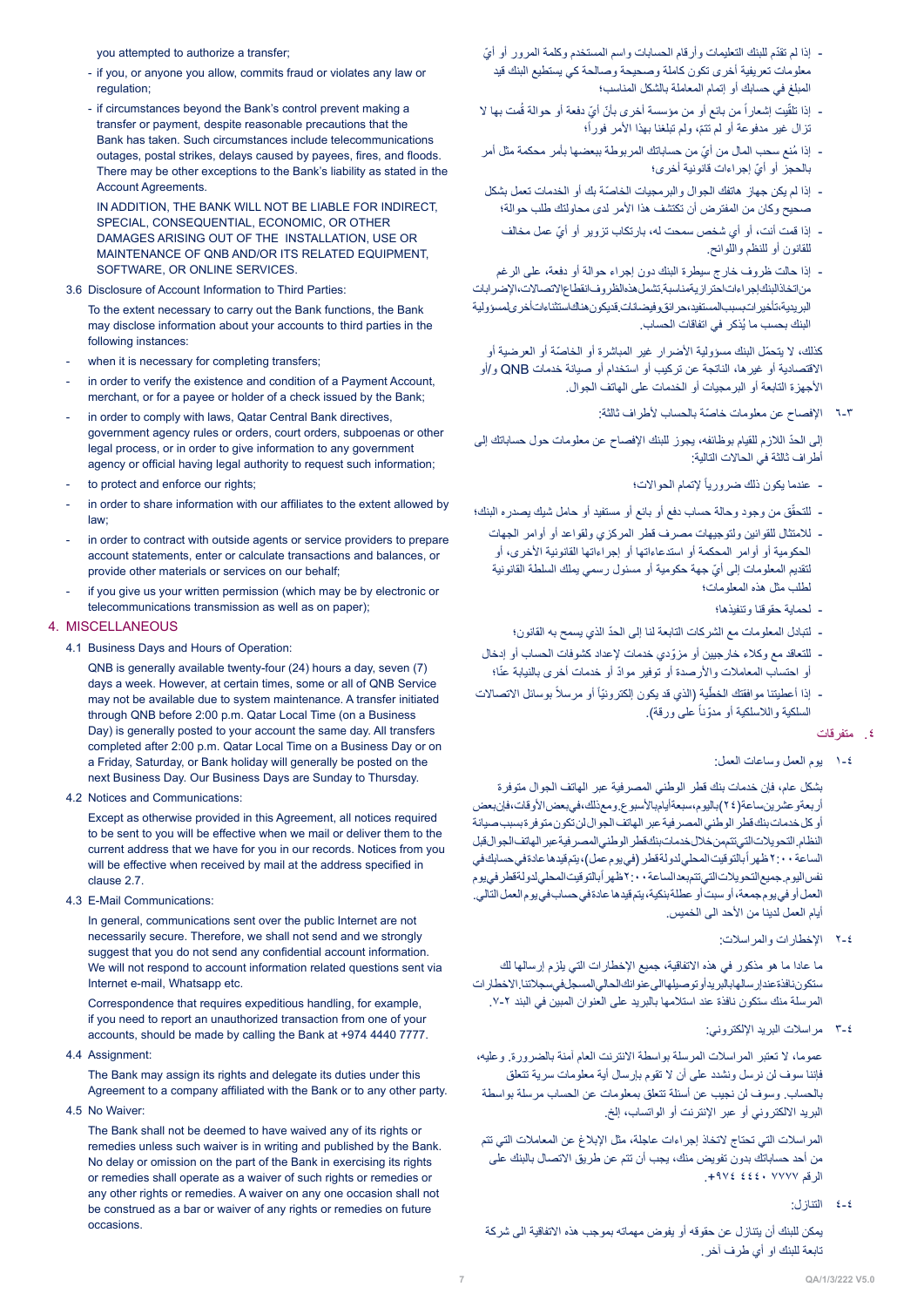you attempted to authorize a transfer;

- if you, or anyone you allow, commits fraud or violates any law or regulation;
- if circumstances beyond the Bank's control prevent making a transfer or payment, despite reasonable precautions that the Bank has taken. Such circumstances include telecommunications outages, postal strikes, delays caused by payees, fires, and floods. There may be other exceptions to the Bank's liability as stated in the Account Agreements.

IN ADDITION, THE BANK WILL NOT BE LIABLE FOR INDIRECT, SPECIAL, CONSEQUENTIAL, ECONOMIC, OR OTHER DAMAGES ARISING OUT OF THE INSTALLATION, USE OR MAINTENANCE OF QNB AND/OR ITS RELATED EQUIPMENT, SOFTWARE, OR ONLINE SERVICES.

3.6 Disclosure of Account Information to Third Parties:

To the extent necessary to carry out the Bank functions, the Bank may disclose information about your accounts to third parties in the following instances:

- when it is necessary for completing transfers;
- in order to verify the existence and condition of a Payment Account, merchant, or for a payee or holder of a check issued by the Bank;
- in order to comply with laws, Qatar Central Bank directives, government agency rules or orders, court orders, subpoenas or other legal process, or in order to give information to any government agency or official having legal authority to request such information;
- to protect and enforce our rights;
- in order to share information with our affiliates to the extent allowed by law;
- in order to contract with outside agents or service providers to prepare account statements, enter or calculate transactions and balances, or provide other materials or services on our behalf;
- if you give us your written permission (which may be by electronic or telecommunications transmission as well as on paper);

## 4. MISCELLANEOUS

4.1 Business Days and Hours of Operation:

QNB is generally available twenty-four (24) hours a day, seven (7) days a week. However, at certain times, some or all of QNB Service may not be available due to system maintenance. A transfer initiated through QNB before 2:00 p.m. Qatar Local Time (on a Business Day) is generally posted to your account the same day. All transfers completed after 2:00 p.m. Qatar Local Time on a Business Day or on a Friday, Saturday, or Bank holiday will generally be posted on the next Business Day. Our Business Days are Sunday to Thursday.

4.2 Notices and Communications:

Except as otherwise provided in this Agreement, all notices required to be sent to you will be effective when we mail or deliver them to the current address that we have for you in our records. Notices from you will be effective when received by mail at the address specified in clause 2.7.

4.3 E-Mail Communications:

In general, communications sent over the public Internet are not necessarily secure. Therefore, we shall not send and we strongly suggest that you do not send any confidential account information. We will not respond to account information related questions sent via Internet e-mail, Whatsapp etc.

Correspondence that requires expeditious handling, for example, if you need to report an unauthorized transaction from one of your accounts, should be made by calling the Bank at +974 4440 7777.

4.4 Assignment:

The Bank may assign its rights and delegate its duties under this Agreement to a company affiliated with the Bank or to any other party.

4.5 No Waiver:

The Bank shall not be deemed to have waived any of its rights or remedies unless such waiver is in writing and published by the Bank. No delay or omission on the part of the Bank in exercising its rights or remedies shall operate as a waiver of such rights or remedies or any other rights or remedies. A waiver on one occasion shall not be construed as a bar or waiver of any rights or remedies on future occasions.

- إذا لم تقدّم للبنك التعليمات وأرقام الحسابات واسم المستخدم وكلمة المرور أو أيّ معلومات تعريفية أخرى تكون كاملة وصحيحة وصالحة كي يستطيع البنك قيد المبلغ في حسابك أو إتمام المعاملة بالشكل المناسب؛
- إذا تلقّيت إشعاراً من بائع أو من مؤسسة أخرى بأنّ أيّ دفعة أو حوالة قُمت بها لا تزال غير مدفوعة أو لم تتمّ، ولم تبلغنا بهذا الأمر فوراً؛
- إذا مُنع سحب المال من أيّ من حساباتك المربوطة ببعضها بأمر محكمة مثل أمر بالحجز أو أيّ إجراءات قانونية أخرى؛
- إذا لم يكن جهاز هاتفك الجوال والبرمجيات الخاصّة بك أو الخدمات تعمل بشكل صحيح وكان من المفترض أن تكتشف هذا الأمر لدى محاولتك طلب حوالة؛
- إذا قمت أنت، أو أي شخص سمحت له، بارتكاب تزوير أو أيّ عمل مخالف للقانون أو للنظم واللوائح.
- إذا حالت ظروف خارج سيطرة البنك دون إجراء حوالة أو دفعة، على الرغم من اتخاذ البنك إجراءات احترازية مناسبة. تشمل هذه الظروف انقطاع الاتصالات، الإضرابات البريدية، تأخيرات بسبب المستفيد، حرائق وفيضانات. قد يكون هناك استثناءات أخرى لمسؤولية البنك بحسب ما يُذكر في اتفاقات الحساب.

كذلك، لا يتحمّل البنك مسؤولية الأضرار غير المباشرة أو الخاصّة أو العرضية أو الاقتصادية أو غيرها، الناتجة عن تركيب أو استخدام أو صيانة خدمات QNB و/أو الأجهزة التابعة أو البرمجيات أو الخدمات على الهاتف الجوال.

٣-٦ الإفصاح عن معلومات خاصّة بالحساب لأطراف ثالثة:

إلى الحدّ اللازم للقيام بوظائفه، يجوز للبنك الإفصاح عن معلومات حول حساباتك إلى أطراف ثالثة في الحالات التالية:

- عندما يكون ذلك ضرورياً لإتمام الحوالات؛
- للتحقّق من وجود وحالة حساب دفع أو بائع أو مستفيد أو حامل شيك يصدره البنك؛
- للامتثال للقوانين ولتوجيهات مصرف قطر المركزي ولقواعد أو أوامر الجهات الحكومية أو أوامر المحكمة أو استدعاءاتها أو إجراءاتها القانونية الأخرى، أو لتقديم المعلومات إلى أيّ جهة حكومية أو مسئول رسمي يملك السلطة القانونية لطلب مثل هذه المعلومات؛
- لحماية حقوقنا وتنفيذها؛
- لتبادل المعلومات مع الشركات التابعة لنا إلى الحدّ الذي يسمح به القانون؛
- للتعاقد مع وكلاء خارجيين أو مزوّدي خدمات لإعداد كشوفات الحساب أو إدخال أو احتساب المعاملات والأرصدة أو توفير موادّ أو خدمات أخرى بالنيابة عنّا؛
- إذا أعطيتنا موافقتك الخطّية (الذي قد يكون إلكترونيّاً أو مرسلاً بوسائل الاتصالات السلكية واللاسلكية أو مدوّناً على ورقة).

## ٤. متفرقات

٤-١ يوم العمل وساعات العمل:

بشكل عام، فإن خدمات بنك قطر الوطني المصرفية عبر الهاتف الجوال متوفرة أربعة وعشرين ساعة (٢٤) باليوم، سبعة أيام بالأسبوع. ومع ذلك، في بعض الأوقات، فإن بعض أو كل خدمات بنك قطر الوطني المصرفية عبر الهاتف الجوال لن تكون متوفرة بسبب صيانة النظام. التحويلات التي تتم من خلال خدمات بنك قطر الوطني المصرفية عبر الهاتف الجوال قبل الساعة ٢:٠٠ ظهراً بالتوقيت المحلي لدولة قطر (في يوم عمل)، يتم قيدها عادة في حسابك في نفس اليوم. جميع التحويلات التي تتم بعد الساعة ٢:٠٠ ظهراً بالتوقيت المحلي لدولة قطر في يوم العمل أو في يوم جمعة، أو سبت أو عطلة بنكية، يتم قيدها عادة في حساب في يوم العمل التالي. أيام العمل لدينا من الأحد الى الخميس.

٤-٢ الإخطارات والمراسلات:

ما عادا ما هو مذكور في هذه الاتفاقية، جميع الإخطارات التي يلزم إرسالها لك ستكون نافذة عند إرسالها بالبريد أو توصيلها الى عنوانك الحالي المسجل في سجلاتنا. الاخطارات المرسلة منك ستكون نافذة عند استلامها بالبريد على العنوان المبين في البند ٢-٧.

٤-٣ مراسلات البريد الإلكتروني:

عموماً، لا تعتبر المراسلات المرسلة بواسطة الانترنت العام آمنة بالضرورة. وعليه، فإننا سوف لن نرسل ونشدد على أن لا تقوم بإرسال أية معلومات سرية تتعلق بالحساب. وسوف لن نجيب عن أسئلة تتعلق بمعلومات عن الحساب مرسلة بواسطة البريد الالكتروني أو عبر الإنترنت أو الواتساب، إلخ.

المراسلات التي تحتاج لاتخاذ إجراءات عاجلة، مثل الإبلاغ عن المعاملات التي تتم من أحد حساباتك بدون تفويض منك، يجب أن تتم عن طريق الاتصال بالبنك على الرقم ٧٧٧٧ ٤٤٤٠ ٩٧٤+.

٤-٤ التنازل:

يمكن للبنك أن يتنازل عن حقوقه أو يفوض مهماته بموجب هذه الاتفاقية الى شركة تابعة للبنك او أي طرف آخر.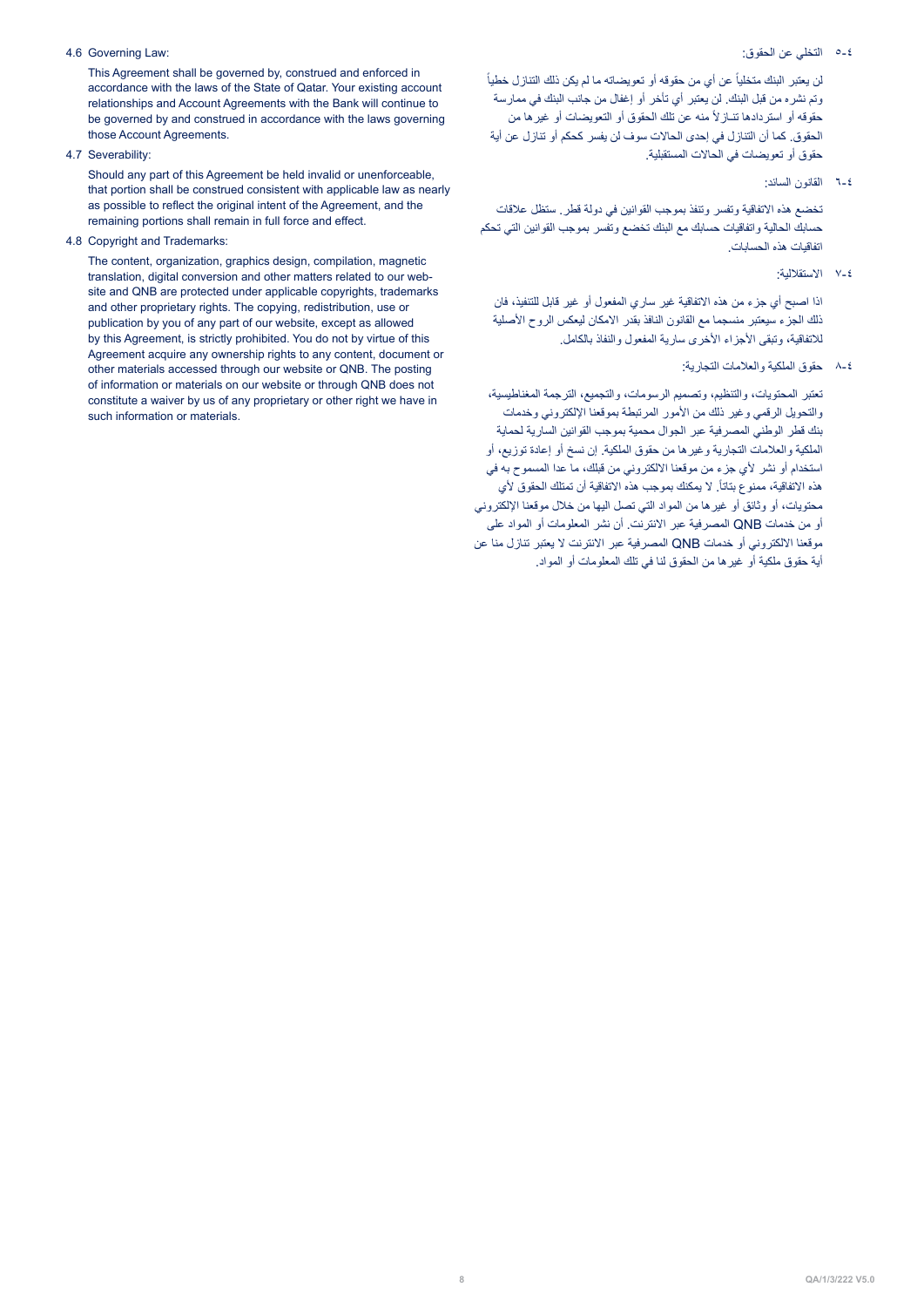4.6 Governing Law:

This Agreement shall be governed by, construed and enforced in accordance with the laws of the State of Qatar. Your existing account relationships and Account Agreements with the Bank will continue to be governed by and construed in accordance with the laws governing those Account Agreements.

4.7 Severability:

Should any part of this Agreement be held invalid or unenforceable, that portion shall be construed consistent with applicable law as nearly as possible to reflect the original intent of the Agreement, and the remaining portions shall remain in full force and effect.

4.8 Copyright and Trademarks:

The content, organization, graphics design, compilation, magnetic translation, digital conversion and other matters related to our website and QNB are protected under applicable copyrights, trademarks and other proprietary rights. The copying, redistribution, use or publication by you of any part of our website, except as allowed by this Agreement, is strictly prohibited. You do not by virtue of this Agreement acquire any ownership rights to any content, document or other materials accessed through our website or QNB. The posting of information or materials on our website or through QNB does not constitute a waiver by us of any proprietary or other right we have in such information or materials.

٤-٥ التخلي عن الحقوق:

لن يعتبر البنك متخلياً عن أي من حقوقه أو تعويضاته ما لم يكن ذلك التنازل خطياً وتم نشره من قبل البنك. لن يعتبر أي تأخر أو إغفال من جانب البنك في ممارسة حقوقه أو استردادها تنازلاً منه عن تلك الحقوق أو التعويضات أو غيرها من الحقوق. كما أن التنازل في إحدى الحالات سوف لن يفسر كحكم أو تنازل عن أية حقوق أو تعويضات في الحالات المستقبلية.

٤-٦ القانون السائد:

تخضع هذه الاتفاقية وتفسر وتنفذ بموجب القوانين في دولة قطر. ستظل علاقات حسابك الحالية واتفاقيات حسابك مع البنك تخضع وتفسر بموجب القوانين التي تحكم اتفاقيات هذه الحسابات.

٤-٧ الاستقلالية:

اذا اصبح أي جزء من هذه الاتفاقية غير ساري المفعول أو غير قابل للتنفيذ، فان ذلك الجزء سيعتبر منسجما مع القانون النافذ بقدر الامكان ليعكس الروح الأصلية للاتفاقية، وتبقى الأجزاء الأخرى سارية المفعول والنفاذ بالكامل.

٤-٨ حقوق الملكية والعلامات التجارية:

تعتبر المحتويات، والتنظيم، وتصميم الرسومات، والتجميع، الترجمة المغناطيسية، والتحويل الرقمي وغير ذلك من الأمور المرتبطة بموقعنا الإلكتروني وخدمات بنك قطر الوطني المصرفية عبر الجوال محمية بموجب القوانين السارية لحماية الملكية والعلامات التجارية وغيرها من حقوق الملكية. إن نسخ أو إعادة توزيع، أو استخدام أو نشر لأي جزء من موقعنا الالكتروني من قبلك، ما عدا المسموح به في هذه الاتفاقية، ممنوع بتاتاً. لا يمكنك بموجب هذه الاتفاقية أن تمتلك الحقوق لأي محتويات، أو وثائق أو غيرها من المواد التي تصل اليها من خلال موقعنا الإلكتروني أو من خدمات QNB المصرفية عبر الانترنت. أن نشر المعلومات أو المواد على موقعنا الالكتروني أو خدمات QNB المصرفية عبر الانترنت لا يعتبر تنازل منا عن أية حقوق ملكية أو غيرها من الحقوق لنا في تلك المعلومات أو المواد.

QA/1/3/222 V5.0